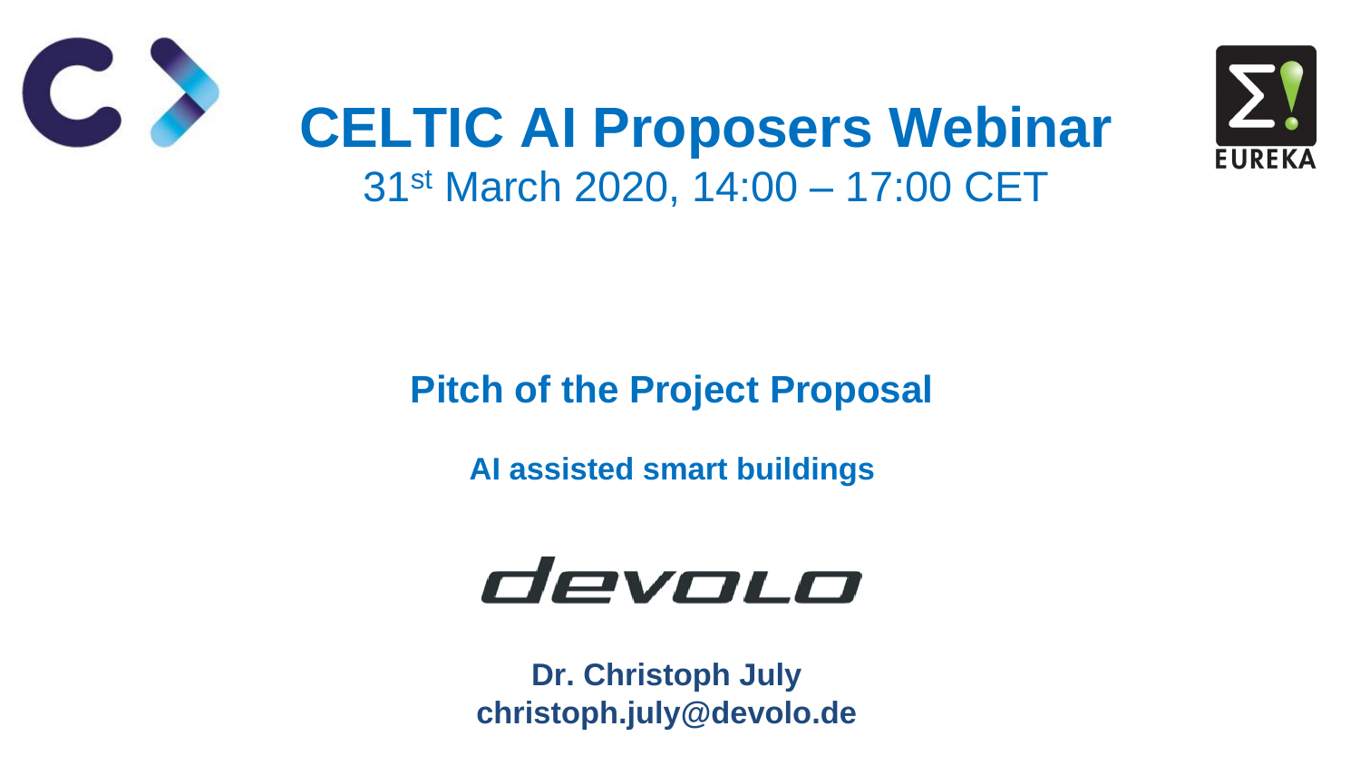# CELTIC AI Proposers Webinar

31st March 2020, 14:00 – 17:00 CET

## Pitch of the Project Proposal

### AI assisted smart buildings

devolo

**Dr. Christoph July**
**christoph.july@devolo.de**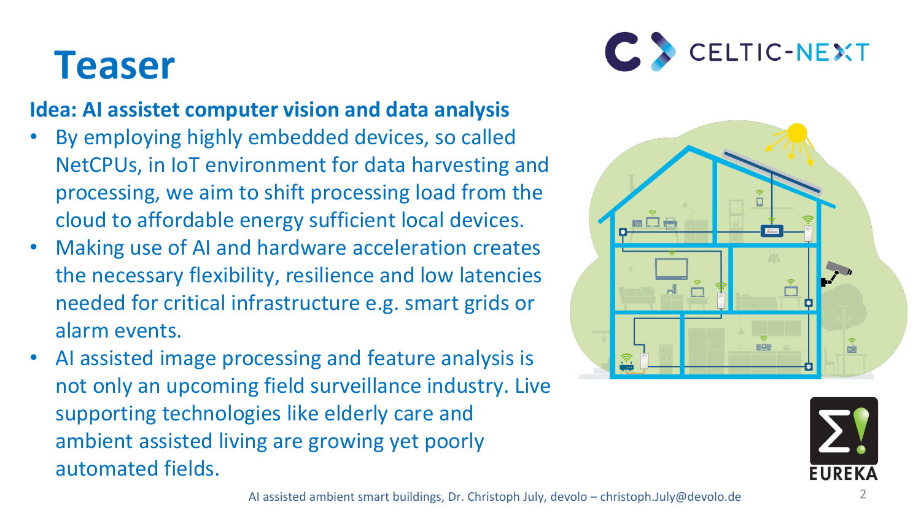# Teaser

**Idea: AI assistet computer vision and data analysis**

- By employing highly embedded devices, so called NetCPUs, in IoT environment for data harvesting and processing, we aim to shift processing load from the cloud to affordable energy sufficient local devices.
- Making use of AI and hardware acceleration creates the necessary flexibility, resilience and low latencies needed for critical infrastructure e.g. smart grids or alarm events.
- AI assisted image processing and feature analysis is not only an upcoming field surveillance industry. Live supporting technologies like elderly care and ambient assisted living are growing yet poorly automated fields.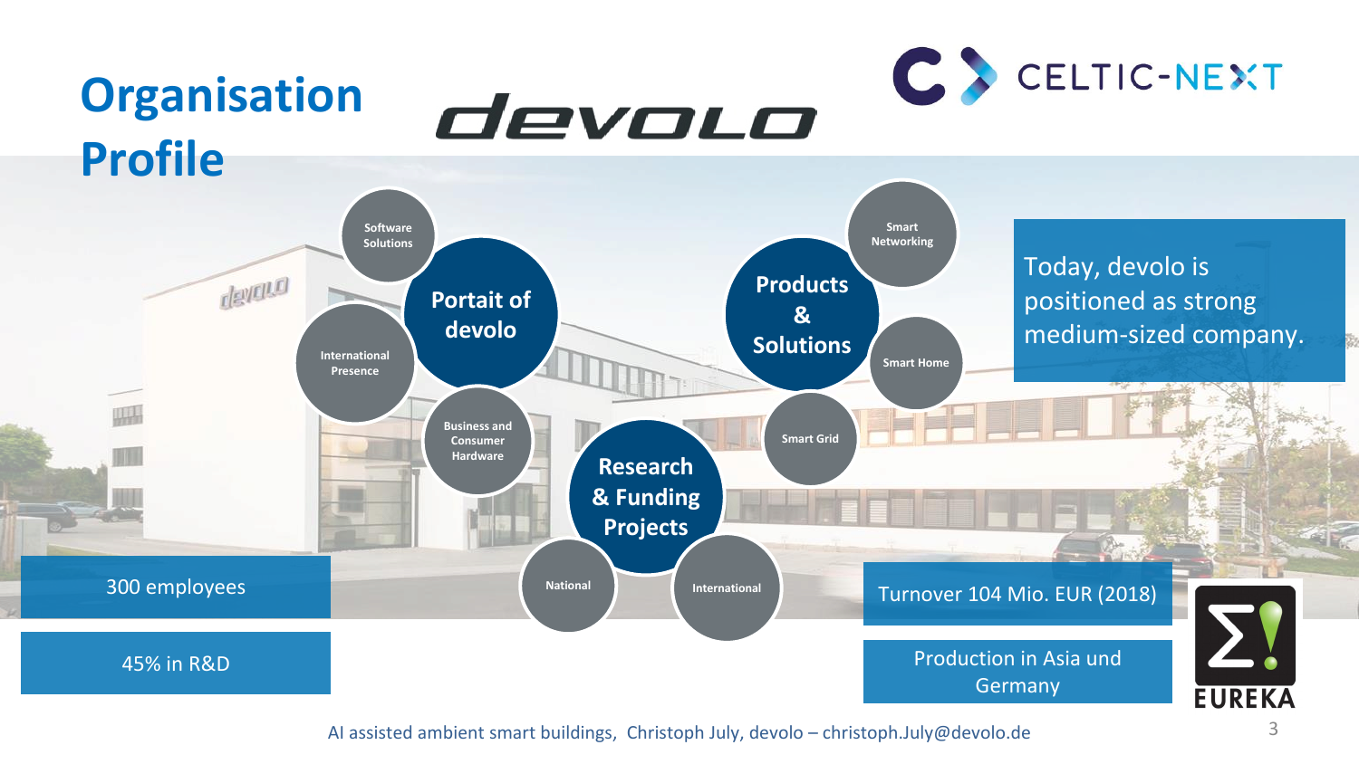# Organisation Profile

devolo

CELTIC-NEXT

- **Portait of devolo**
  - Software Solutions
  - International Presence
  - Business and Consumer Hardware
- **Products & Solutions**
  - Smart Networking
  - Smart Home
  - Smart Grid
- **Research & Funding Projects**
  - National
  - International

Today, devolo is positioned as strong medium-sized company.

300 employees

45% in R&D

Turnover 104 Mio. EUR (2018)

Production in Asia und Germany

EUREKA

AI assisted ambient smart buildings, Christoph July, devolo – christoph.July@devolo.de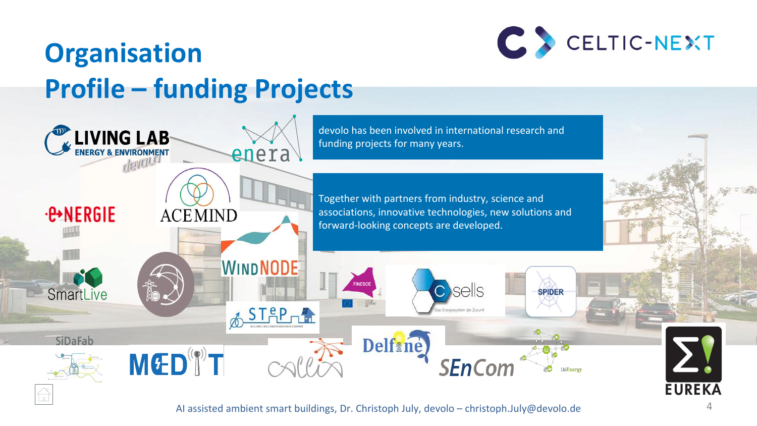# Organisation
# Profile – funding Projects

devolo has been involved in international research and funding projects for many years.

Together with partners from industry, science and associations, innovative technologies, new solutions and forward-looking concepts are developed.

LIVING LAB ENERGY & ENVIRONMENT

enera

e-NERGIE

ACEMIND

WINDNODE

SmartLive

FINESCE

C/sells

SPIDER

STeP

SiDaFab

MEDIT

Delfine

SEnCom

EUREKA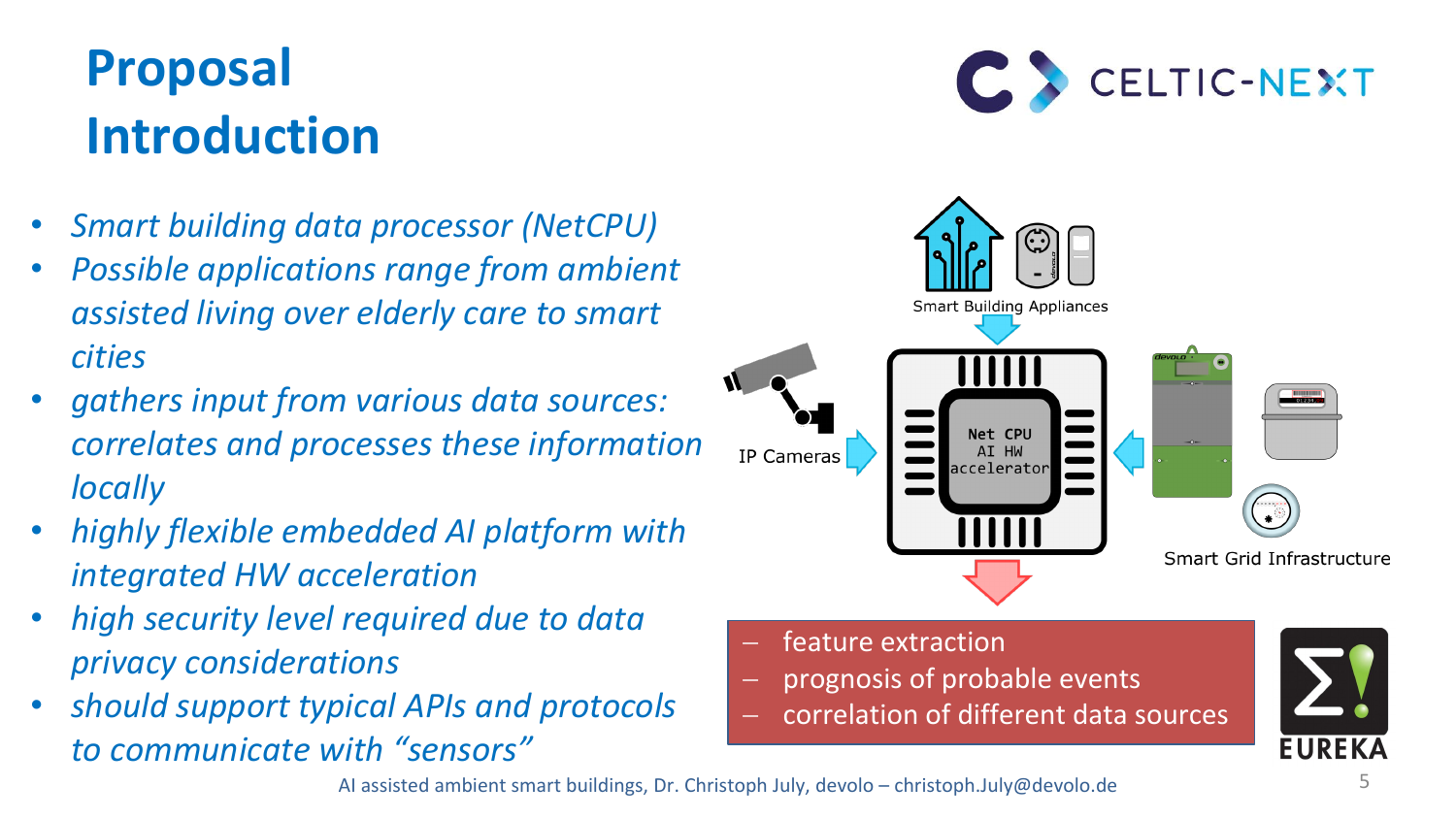# Proposal Introduction

- *Smart building data processor (NetCPU)*
- *Possible applications range from ambient assisted living over elderly care to smart cities*
- *gathers input from various data sources: correlates and processes these information locally*
- *highly flexible embedded AI platform with integrated HW acceleration*
- *high security level required due to data privacy considerations*
- *should support typical APIs and protocols to communicate with "sensors"*

Smart Building Appliances

IP Cameras

Net CPU AI HW accelerator

Smart Grid Infrastructure

- feature extraction
- prognosis of probable events
- correlation of different data sources

AI assisted ambient smart buildings, Dr. Christoph July, devolo – christoph.July@devolo.de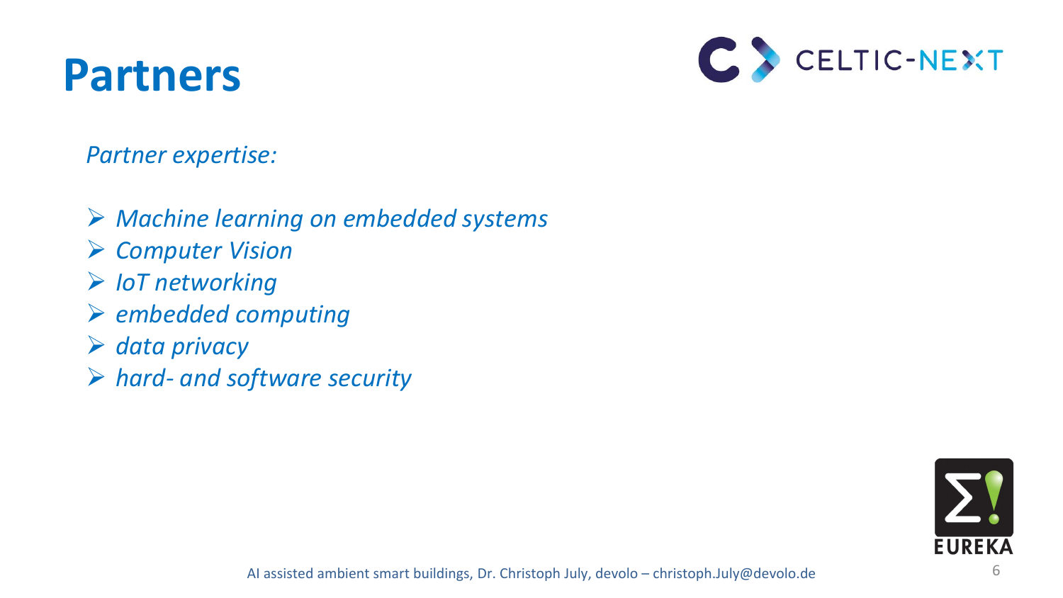# Partners

*Partner expertise:*

- *Machine learning on embedded systems*
- *Computer Vision*
- *IoT networking*
- *embedded computing*
- *data privacy*
- *hard- and software security*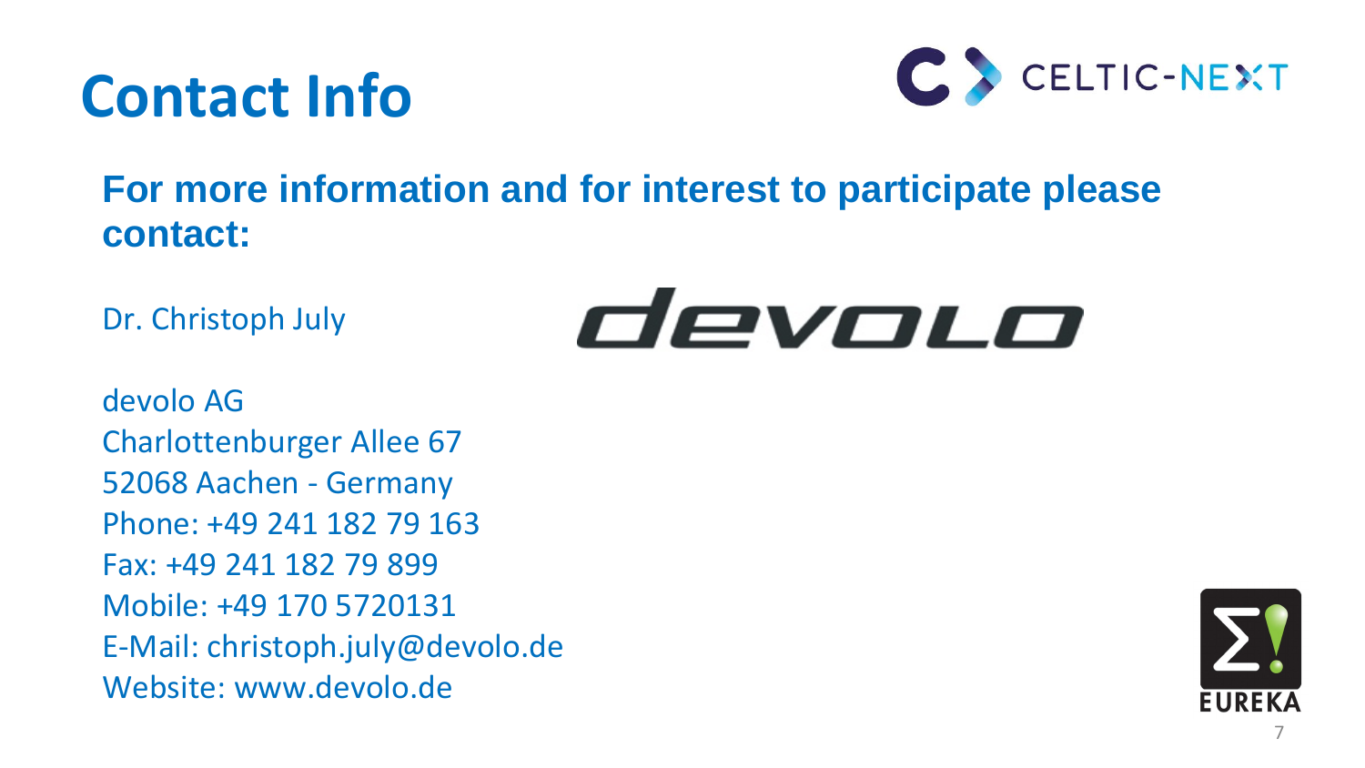# Contact Info

**For more information and for interest to participate please contact:**

Dr. Christoph July

devolo AG
Charlottenburger Allee 67
52068 Aachen - Germany
Phone: +49 241 182 79 163
Fax: +49 241 182 79 899
Mobile: +49 170 5720131
E-Mail: christoph.july@devolo.de
Website: www.devolo.de